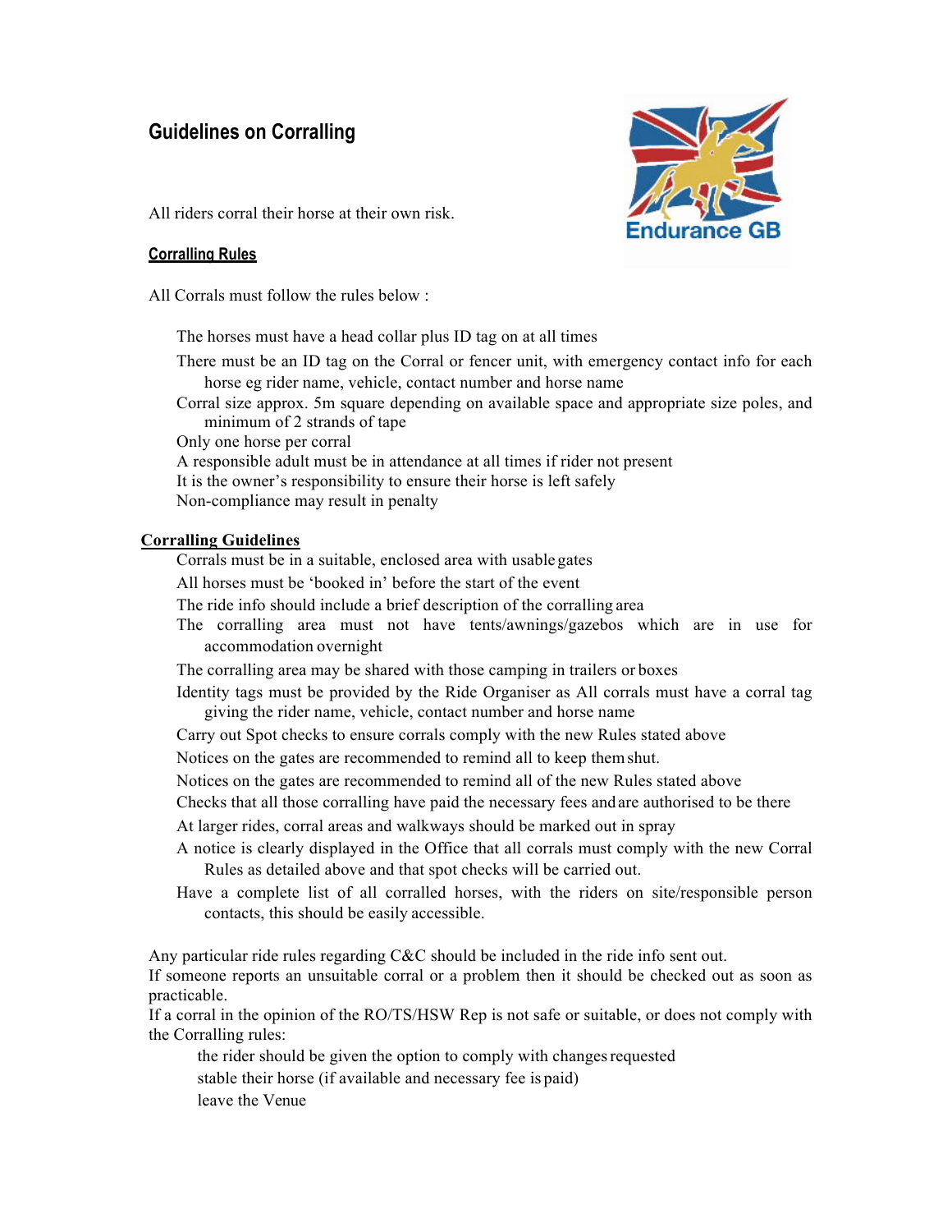# Guidelines on Corralling

All riders corral their horse at their own risk.

## Corralling Rules

All Corrals must follow the rules below :

- The horses must have a head collar plus ID tag on at all times
- There must be an ID tag on the Corral or fencer unit, with emergency contact info for each horse eg rider name, vehicle, contact number and horse name
- Corral size approx. 5m square depending on available space and appropriate size poles, and minimum of 2 strands of tape
- Only one horse per corral
- A responsible adult must be in attendance at all times if rider not present
- It is the owner's responsibility to ensure their horse is left safely
- Non-compliance may result in penalty

## Corralling Guidelines

- Corrals must be in a suitable, enclosed area with usable gates
- All horses must be 'booked in' before the start of the event
- The ride info should include a brief description of the corralling area
- The corralling area must not have tents/awnings/gazebos which are in use for accommodation overnight
- The corralling area may be shared with those camping in trailers or boxes
- Identity tags must be provided by the Ride Organiser as All corrals must have a corral tag giving the rider name, vehicle, contact number and horse name
- Carry out Spot checks to ensure corrals comply with the new Rules stated above
- Notices on the gates are recommended to remind all to keep them shut.
- Notices on the gates are recommended to remind all of the new Rules stated above
- Checks that all those corralling have paid the necessary fees and are authorised to be there
- At larger rides, corral areas and walkways should be marked out in spray
- A notice is clearly displayed in the Office that all corrals must comply with the new Corral Rules as detailed above and that spot checks will be carried out.
- Have a complete list of all corralled horses, with the riders on site/responsible person contacts, this should be easily accessible.

Any particular ride rules regarding C&C should be included in the ride info sent out.
If someone reports an unsuitable corral or a problem then it should be checked out as soon as practicable.
If a corral in the opinion of the RO/TS/HSW Rep is not safe or suitable, or does not comply with the Corralling rules:

- the rider should be given the option to comply with changes requested
- stable their horse (if available and necessary fee is paid)
- leave the Venue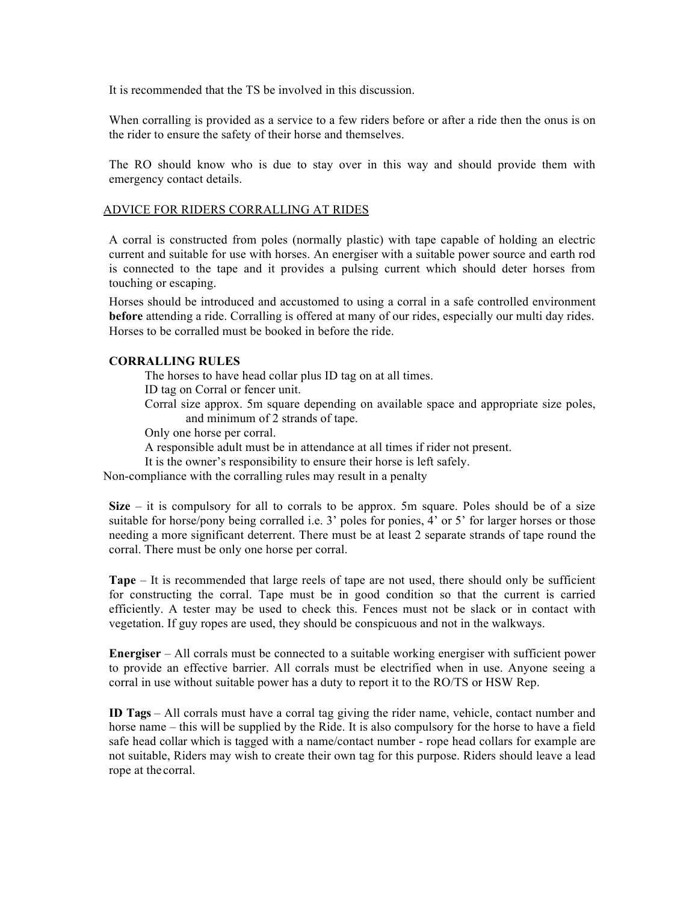It is recommended that the TS be involved in this discussion.

When corralling is provided as a service to a few riders before or after a ride then the onus is on the rider to ensure the safety of their horse and themselves.

The RO should know who is due to stay over in this way and should provide them with emergency contact details.

## ADVICE FOR RIDERS CORRALLING AT RIDES

A corral is constructed from poles (normally plastic) with tape capable of holding an electric current and suitable for use with horses. An energiser with a suitable power source and earth rod is connected to the tape and it provides a pulsing current which should deter horses from touching or escaping.

Horses should be introduced and accustomed to using a corral in a safe controlled environment **before** attending a ride. Corralling is offered at many of our rides, especially our multi day rides. Horses to be corralled must be booked in before the ride.

### CORRALLING RULES

- The horses to have head collar plus ID tag on at all times.
- ID tag on Corral or fencer unit.
- Corral size approx. 5m square depending on available space and appropriate size poles, and minimum of 2 strands of tape.
- Only one horse per corral.
- A responsible adult must be in attendance at all times if rider not present.
- It is the owner's responsibility to ensure their horse is left safely.

Non-compliance with the corralling rules may result in a penalty

**Size** – it is compulsory for all to corrals to be approx. 5m square. Poles should be of a size suitable for horse/pony being corralled i.e. 3' poles for ponies, 4' or 5' for larger horses or those needing a more significant deterrent. There must be at least 2 separate strands of tape round the corral. There must be only one horse per corral.

**Tape** – It is recommended that large reels of tape are not used, there should only be sufficient for constructing the corral. Tape must be in good condition so that the current is carried efficiently. A tester may be used to check this. Fences must not be slack or in contact with vegetation. If guy ropes are used, they should be conspicuous and not in the walkways.

**Energiser** – All corrals must be connected to a suitable working energiser with sufficient power to provide an effective barrier. All corrals must be electrified when in use. Anyone seeing a corral in use without suitable power has a duty to report it to the RO/TS or HSW Rep.

**ID Tags** – All corrals must have a corral tag giving the rider name, vehicle, contact number and horse name – this will be supplied by the Ride. It is also compulsory for the horse to have a field safe head collar which is tagged with a name/contact number - rope head collars for example are not suitable, Riders may wish to create their own tag for this purpose. Riders should leave a lead rope at the corral.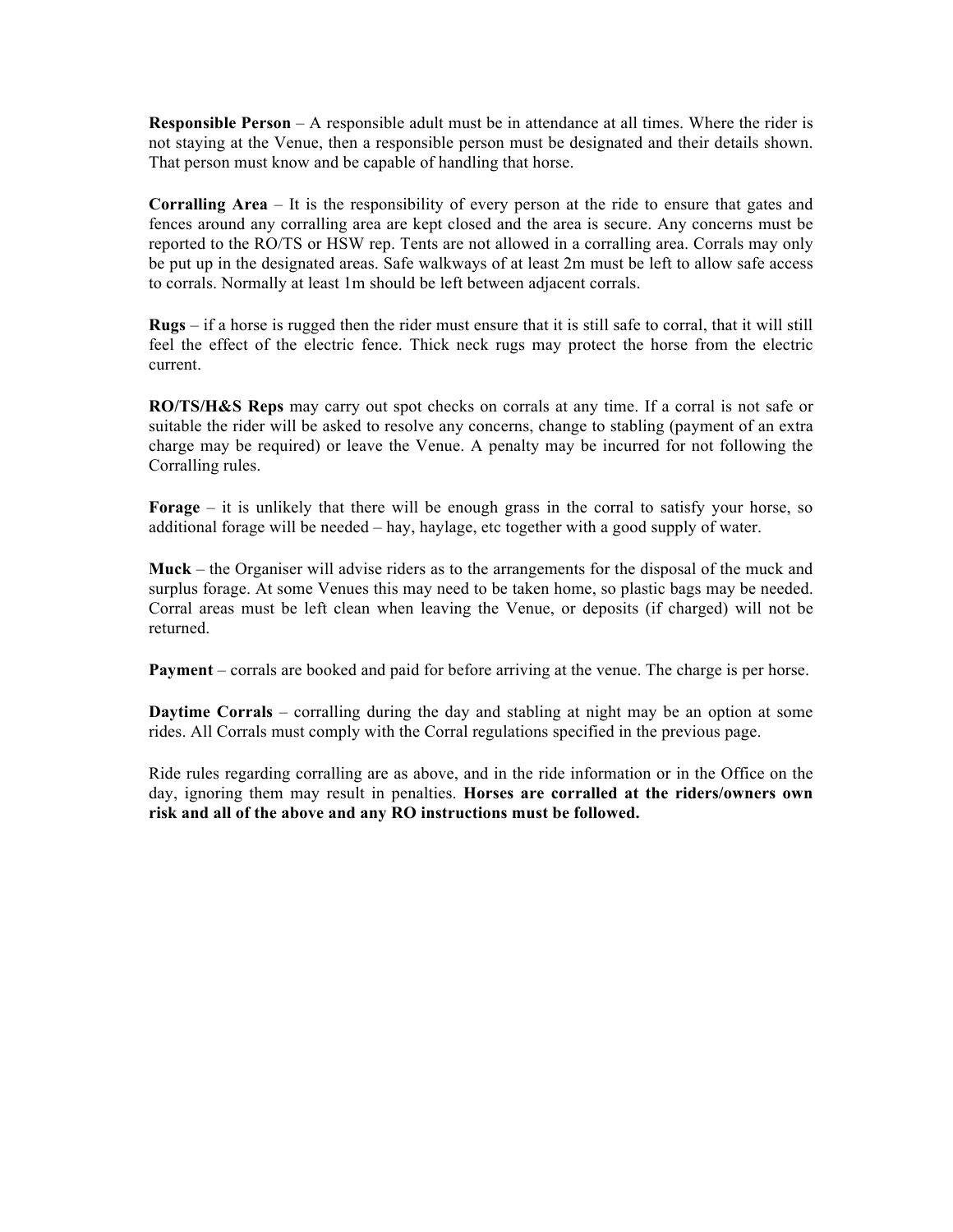**Responsible Person** – A responsible adult must be in attendance at all times. Where the rider is not staying at the Venue, then a responsible person must be designated and their details shown. That person must know and be capable of handling that horse.

**Corralling Area** – It is the responsibility of every person at the ride to ensure that gates and fences around any corralling area are kept closed and the area is secure. Any concerns must be reported to the RO/TS or HSW rep. Tents are not allowed in a corralling area. Corrals may only be put up in the designated areas. Safe walkways of at least 2m must be left to allow safe access to corrals. Normally at least 1m should be left between adjacent corrals.

**Rugs** – if a horse is rugged then the rider must ensure that it is still safe to corral, that it will still feel the effect of the electric fence. Thick neck rugs may protect the horse from the electric current.

**RO/TS/H&S Reps** may carry out spot checks on corrals at any time. If a corral is not safe or suitable the rider will be asked to resolve any concerns, change to stabling (payment of an extra charge may be required) or leave the Venue. A penalty may be incurred for not following the Corralling rules.

**Forage** – it is unlikely that there will be enough grass in the corral to satisfy your horse, so additional forage will be needed – hay, haylage, etc together with a good supply of water.

**Muck** – the Organiser will advise riders as to the arrangements for the disposal of the muck and surplus forage. At some Venues this may need to be taken home, so plastic bags may be needed. Corral areas must be left clean when leaving the Venue, or deposits (if charged) will not be returned.

**Payment** – corrals are booked and paid for before arriving at the venue. The charge is per horse.

**Daytime Corrals** – corralling during the day and stabling at night may be an option at some rides. All Corrals must comply with the Corral regulations specified in the previous page.

Ride rules regarding corralling are as above, and in the ride information or in the Office on the day, ignoring them may result in penalties. **Horses are corralled at the riders/owners own risk and all of the above and any RO instructions must be followed.**